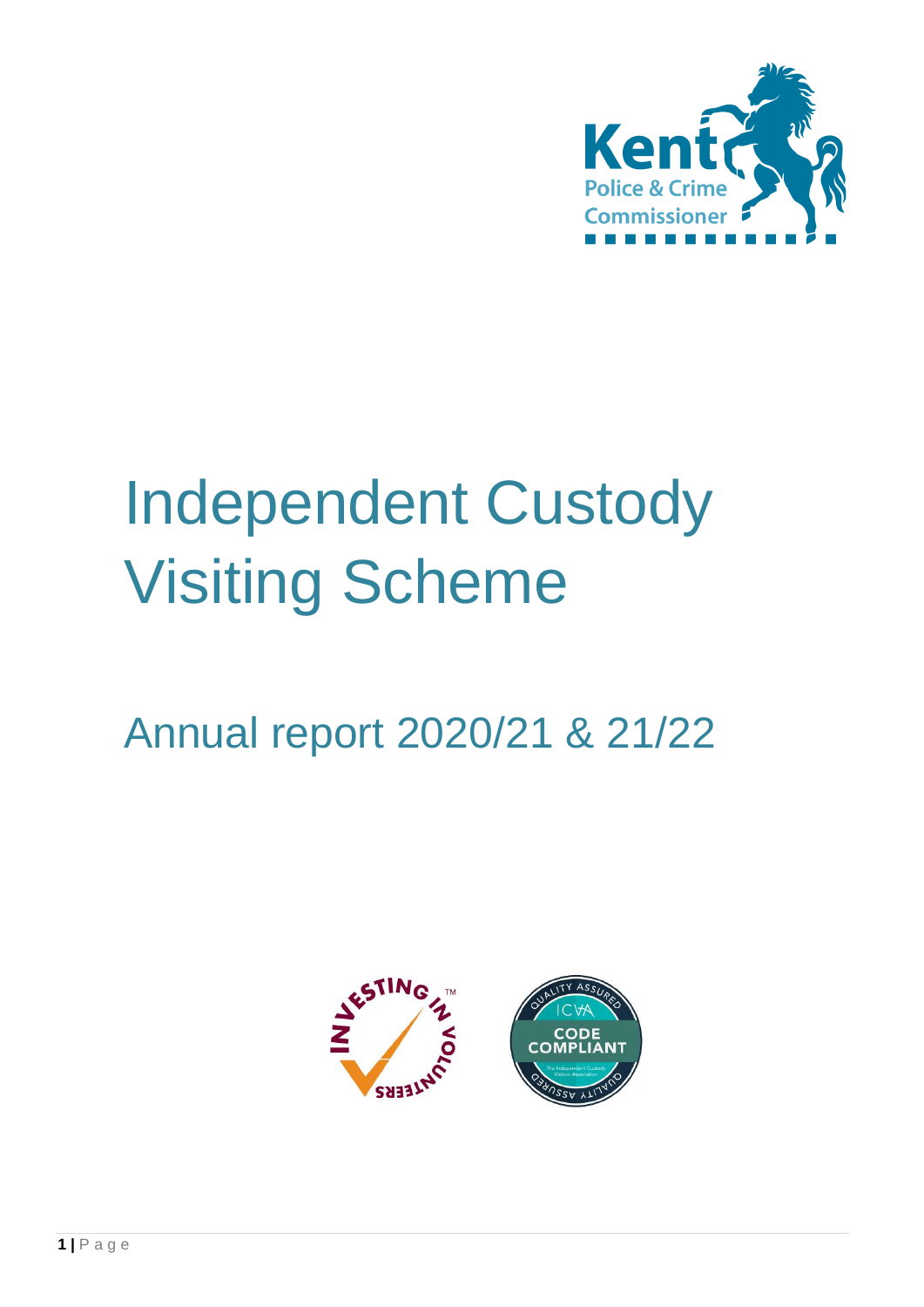# Independent Custody Visiting Scheme

## Annual report 2020/21 & 21/22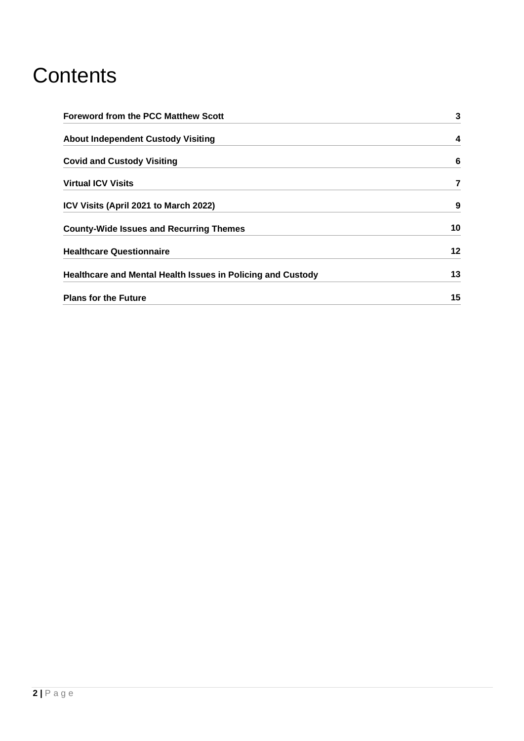# Contents

| | |
|---|---|
| **Foreword from the PCC Matthew Scott** | **3** |
| **About Independent Custody Visiting** | **4** |
| **Covid and Custody Visiting** | **6** |
| **Virtual ICV Visits** | **7** |
| **ICV Visits (April 2021 to March 2022)** | **9** |
| **County-Wide Issues and Recurring Themes** | **10** |
| **Healthcare Questionnaire** | **12** |
| **Healthcare and Mental Health Issues in Policing and Custody** | **13** |
| **Plans for the Future** | **15** |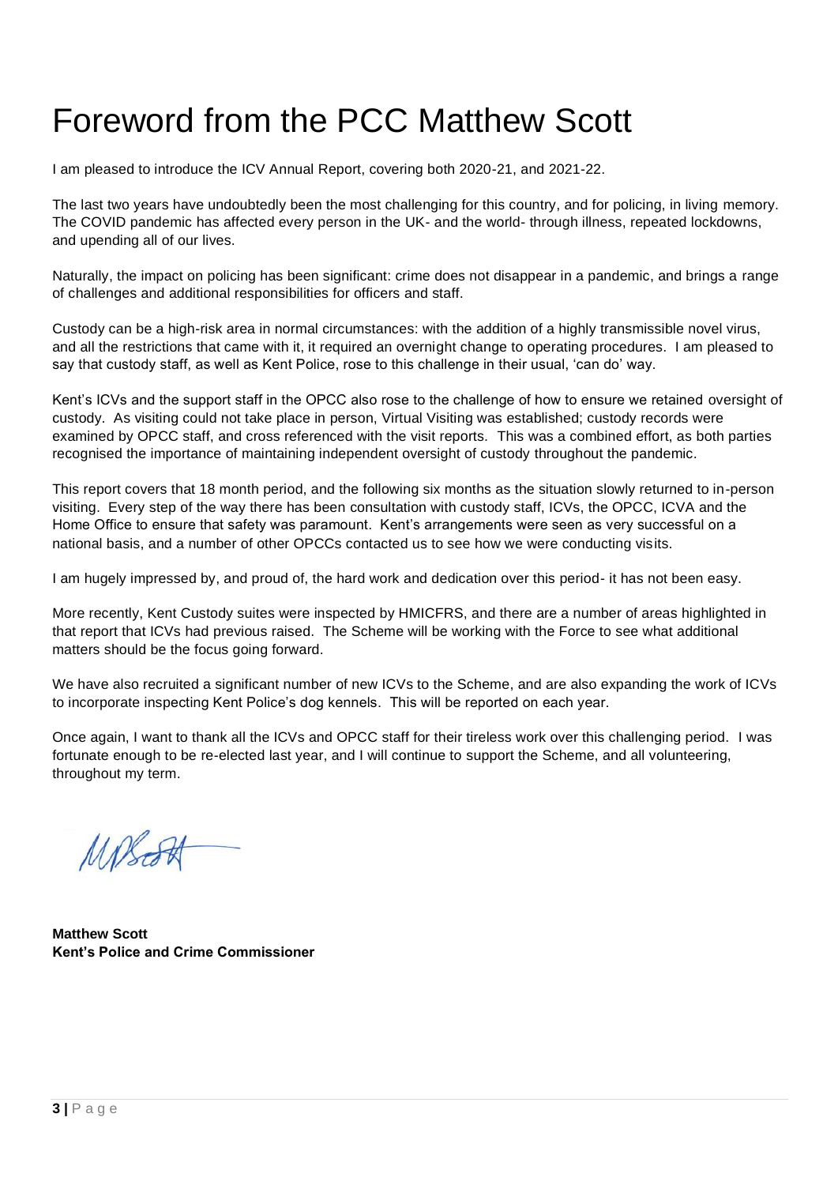# Foreword from the PCC Matthew Scott

I am pleased to introduce the ICV Annual Report, covering both 2020-21, and 2021-22.

The last two years have undoubtedly been the most challenging for this country, and for policing, in living memory. The COVID pandemic has affected every person in the UK- and the world- through illness, repeated lockdowns, and upending all of our lives.

Naturally, the impact on policing has been significant: crime does not disappear in a pandemic, and brings a range of challenges and additional responsibilities for officers and staff.

Custody can be a high-risk area in normal circumstances: with the addition of a highly transmissible novel virus, and all the restrictions that came with it, it required an overnight change to operating procedures. I am pleased to say that custody staff, as well as Kent Police, rose to this challenge in their usual, 'can do' way.

Kent's ICVs and the support staff in the OPCC also rose to the challenge of how to ensure we retained oversight of custody. As visiting could not take place in person, Virtual Visiting was established; custody records were examined by OPCC staff, and cross referenced with the visit reports. This was a combined effort, as both parties recognised the importance of maintaining independent oversight of custody throughout the pandemic.

This report covers that 18 month period, and the following six months as the situation slowly returned to in-person visiting. Every step of the way there has been consultation with custody staff, ICVs, the OPCC, ICVA and the Home Office to ensure that safety was paramount. Kent's arrangements were seen as very successful on a national basis, and a number of other OPCCs contacted us to see how we were conducting visits.

I am hugely impressed by, and proud of, the hard work and dedication over this period- it has not been easy.

More recently, Kent Custody suites were inspected by HMICFRS, and there are a number of areas highlighted in that report that ICVs had previous raised. The Scheme will be working with the Force to see what additional matters should be the focus going forward.

We have also recruited a significant number of new ICVs to the Scheme, and are also expanding the work of ICVs to incorporate inspecting Kent Police's dog kennels. This will be reported on each year.

Once again, I want to thank all the ICVs and OPCC staff for their tireless work over this challenging period. I was fortunate enough to be re-elected last year, and I will continue to support the Scheme, and all volunteering, throughout my term.

**Matthew Scott**
**Kent's Police and Crime Commissioner**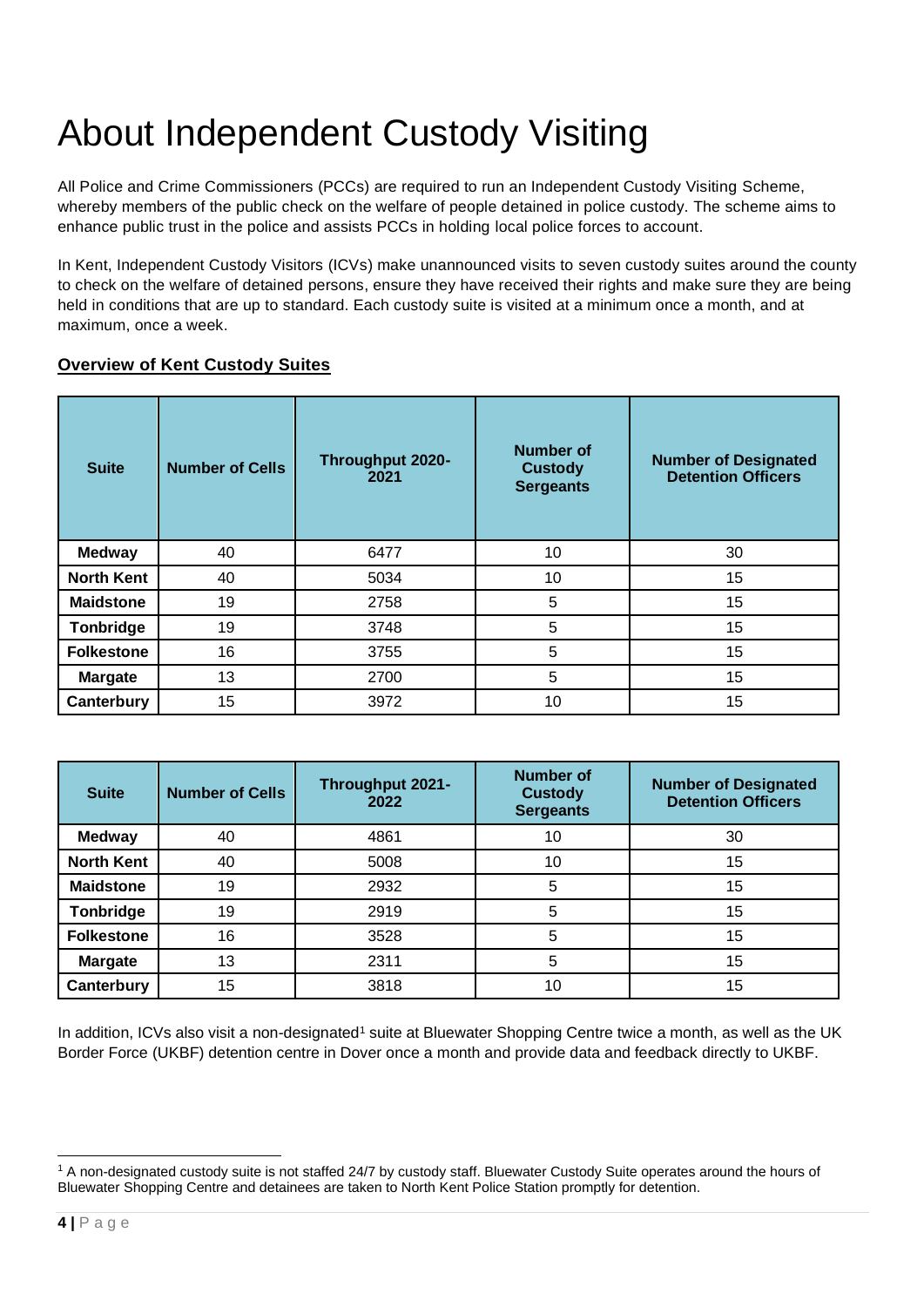# About Independent Custody Visiting

All Police and Crime Commissioners (PCCs) are required to run an Independent Custody Visiting Scheme, whereby members of the public check on the welfare of people detained in police custody. The scheme aims to enhance public trust in the police and assists PCCs in holding local police forces to account.

In Kent, Independent Custody Visitors (ICVs) make unannounced visits to seven custody suites around the county to check on the welfare of detained persons, ensure they have received their rights and make sure they are being held in conditions that are up to standard. Each custody suite is visited at a minimum once a month, and at maximum, once a week.

**Overview of Kent Custody Suites**

| Suite | Number of Cells | Throughput 2020-2021 | Number of Custody Sergeants | Number of Designated Detention Officers |
|---|---|---|---|---|
| **Medway** | 40 | 6477 | 10 | 30 |
| **North Kent** | 40 | 5034 | 10 | 15 |
| **Maidstone** | 19 | 2758 | 5 | 15 |
| **Tonbridge** | 19 | 3748 | 5 | 15 |
| **Folkestone** | 16 | 3755 | 5 | 15 |
| **Margate** | 13 | 2700 | 5 | 15 |
| **Canterbury** | 15 | 3972 | 10 | 15 |

| Suite | Number of Cells | Throughput 2021-2022 | Number of Custody Sergeants | Number of Designated Detention Officers |
|---|---|---|---|---|
| **Medway** | 40 | 4861 | 10 | 30 |
| **North Kent** | 40 | 5008 | 10 | 15 |
| **Maidstone** | 19 | 2932 | 5 | 15 |
| **Tonbridge** | 19 | 2919 | 5 | 15 |
| **Folkestone** | 16 | 3528 | 5 | 15 |
| **Margate** | 13 | 2311 | 5 | 15 |
| **Canterbury** | 15 | 3818 | 10 | 15 |

In addition, ICVs also visit a non-designated[1] suite at Bluewater Shopping Centre twice a month, as well as the UK Border Force (UKBF) detention centre in Dover once a month and provide data and feedback directly to UKBF.

[1] A non-designated custody suite is not staffed 24/7 by custody staff. Bluewater Custody Suite operates around the hours of Bluewater Shopping Centre and detainees are taken to North Kent Police Station promptly for detention.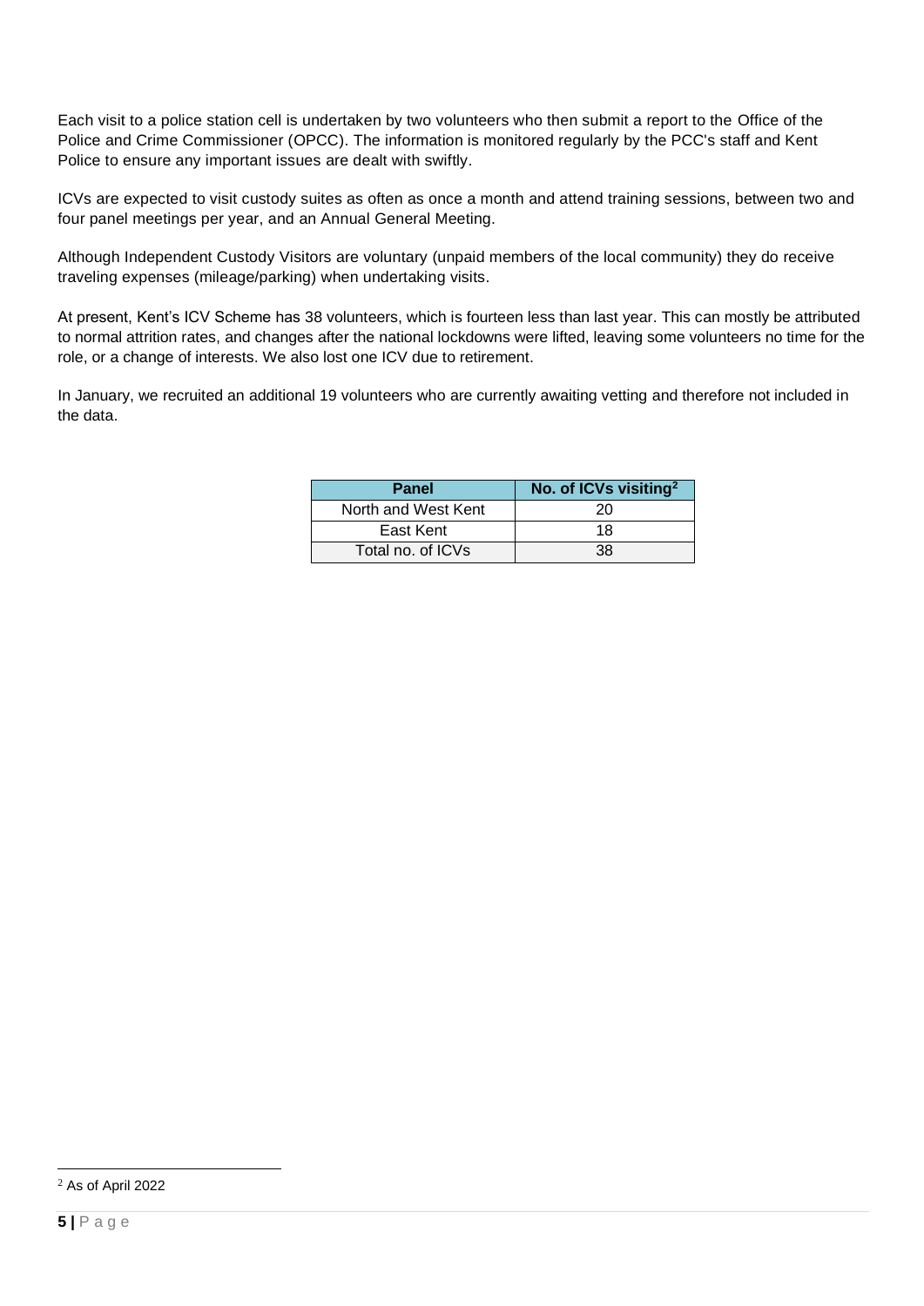Each visit to a police station cell is undertaken by two volunteers who then submit a report to the Office of the Police and Crime Commissioner (OPCC). The information is monitored regularly by the PCC's staff and Kent Police to ensure any important issues are dealt with swiftly.

ICVs are expected to visit custody suites as often as once a month and attend training sessions, between two and four panel meetings per year, and an Annual General Meeting.

Although Independent Custody Visitors are voluntary (unpaid members of the local community) they do receive traveling expenses (mileage/parking) when undertaking visits.

At present, Kent's ICV Scheme has 38 volunteers, which is fourteen less than last year. This can mostly be attributed to normal attrition rates, and changes after the national lockdowns were lifted, leaving some volunteers no time for the role, or a change of interests. We also lost one ICV due to retirement.

In January, we recruited an additional 19 volunteers who are currently awaiting vetting and therefore not included in the data.

| Panel | No. of ICVs visiting[2] |
| --- | --- |
| North and West Kent | 20 |
| East Kent | 18 |
| Total no. of ICVs | 38 |

[2] As of April 2022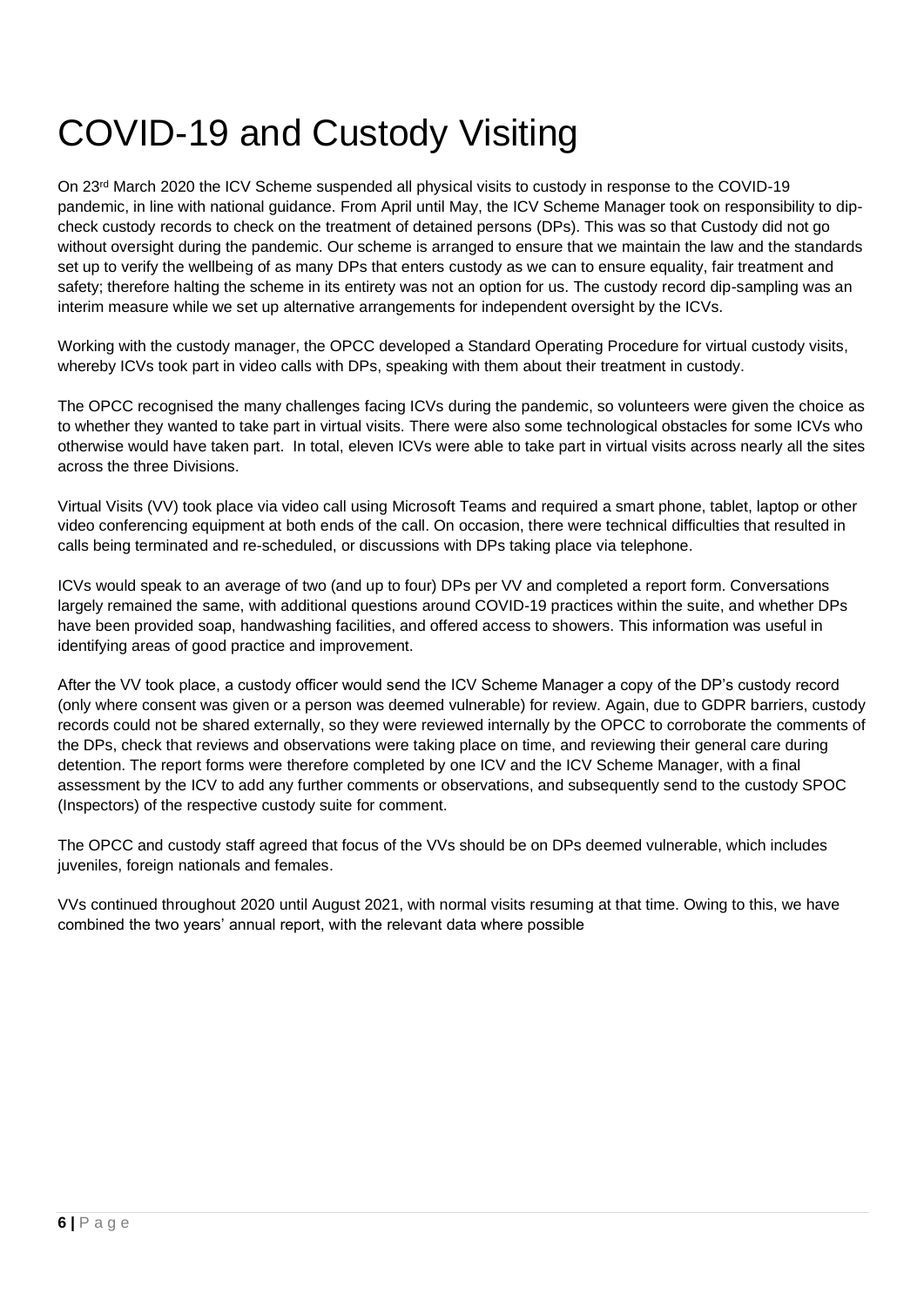# COVID-19 and Custody Visiting

On 23rd March 2020 the ICV Scheme suspended all physical visits to custody in response to the COVID-19 pandemic, in line with national guidance. From April until May, the ICV Scheme Manager took on responsibility to dip-check custody records to check on the treatment of detained persons (DPs). This was so that Custody did not go without oversight during the pandemic. Our scheme is arranged to ensure that we maintain the law and the standards set up to verify the wellbeing of as many DPs that enters custody as we can to ensure equality, fair treatment and safety; therefore halting the scheme in its entirety was not an option for us. The custody record dip-sampling was an interim measure while we set up alternative arrangements for independent oversight by the ICVs.

Working with the custody manager, the OPCC developed a Standard Operating Procedure for virtual custody visits, whereby ICVs took part in video calls with DPs, speaking with them about their treatment in custody.

The OPCC recognised the many challenges facing ICVs during the pandemic, so volunteers were given the choice as to whether they wanted to take part in virtual visits. There were also some technological obstacles for some ICVs who otherwise would have taken part. In total, eleven ICVs were able to take part in virtual visits across nearly all the sites across the three Divisions.

Virtual Visits (VV) took place via video call using Microsoft Teams and required a smart phone, tablet, laptop or other video conferencing equipment at both ends of the call. On occasion, there were technical difficulties that resulted in calls being terminated and re-scheduled, or discussions with DPs taking place via telephone.

ICVs would speak to an average of two (and up to four) DPs per VV and completed a report form. Conversations largely remained the same, with additional questions around COVID-19 practices within the suite, and whether DPs have been provided soap, handwashing facilities, and offered access to showers. This information was useful in identifying areas of good practice and improvement.

After the VV took place, a custody officer would send the ICV Scheme Manager a copy of the DP's custody record (only where consent was given or a person was deemed vulnerable) for review. Again, due to GDPR barriers, custody records could not be shared externally, so they were reviewed internally by the OPCC to corroborate the comments of the DPs, check that reviews and observations were taking place on time, and reviewing their general care during detention. The report forms were therefore completed by one ICV and the ICV Scheme Manager, with a final assessment by the ICV to add any further comments or observations, and subsequently send to the custody SPOC (Inspectors) of the respective custody suite for comment.

The OPCC and custody staff agreed that focus of the VVs should be on DPs deemed vulnerable, which includes juveniles, foreign nationals and females.

VVs continued throughout 2020 until August 2021, with normal visits resuming at that time. Owing to this, we have combined the two years' annual report, with the relevant data where possible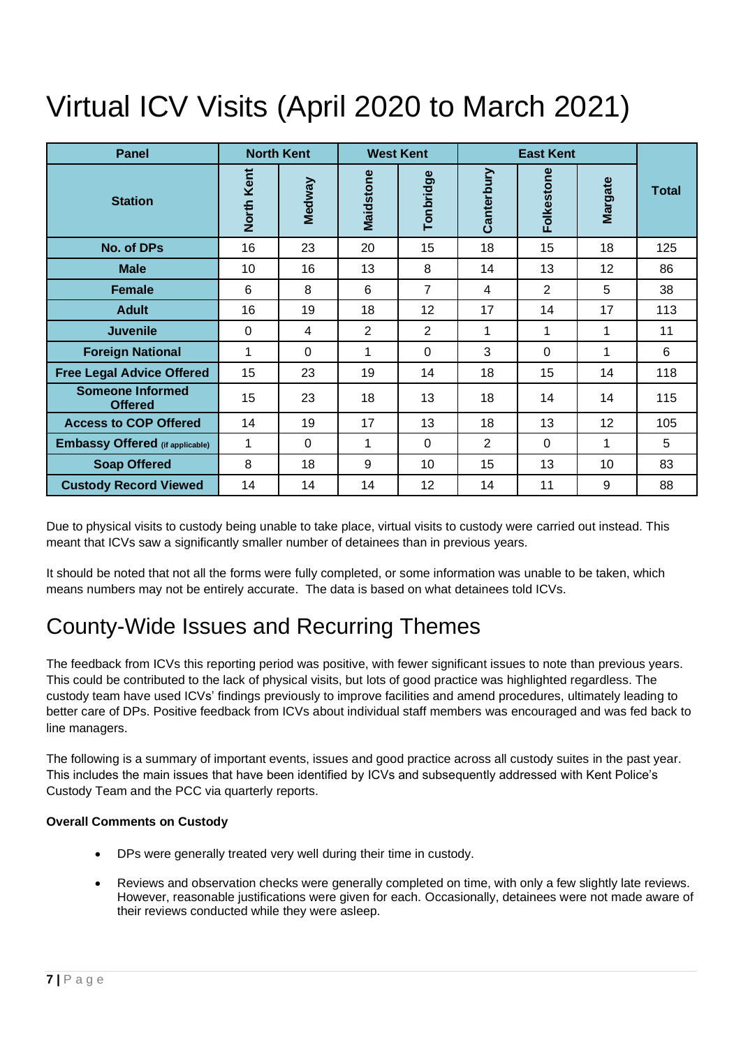# Virtual ICV Visits (April 2020 to March 2021)

| Panel | North Kent | | West Kent | | East Kent | | | Total |
|---|---|---|---|---|---|---|---|---|
| Station | North Kent | Medway | Maidstone | Tonbridge | Canterbury | Folkestone | Margate | |
| **No. of DPs** | 16 | 23 | 20 | 15 | 18 | 15 | 18 | 125 |
| **Male** | 10 | 16 | 13 | 8 | 14 | 13 | 12 | 86 |
| **Female** | 6 | 8 | 6 | 7 | 4 | 2 | 5 | 38 |
| **Adult** | 16 | 19 | 18 | 12 | 17 | 14 | 17 | 113 |
| **Juvenile** | 0 | 4 | 2 | 2 | 1 | 1 | 1 | 11 |
| **Foreign National** | 1 | 0 | 1 | 0 | 3 | 0 | 1 | 6 |
| **Free Legal Advice Offered** | 15 | 23 | 19 | 14 | 18 | 15 | 14 | 118 |
| **Someone Informed Offered** | 15 | 23 | 18 | 13 | 18 | 14 | 14 | 115 |
| **Access to COP Offered** | 14 | 19 | 17 | 13 | 18 | 13 | 12 | 105 |
| **Embassy Offered (if applicable)** | 1 | 0 | 1 | 0 | 2 | 0 | 1 | 5 |
| **Soap Offered** | 8 | 18 | 9 | 10 | 15 | 13 | 10 | 83 |
| **Custody Record Viewed** | 14 | 14 | 14 | 12 | 14 | 11 | 9 | 88 |

Due to physical visits to custody being unable to take place, virtual visits to custody were carried out instead. This meant that ICVs saw a significantly smaller number of detainees than in previous years.

It should be noted that not all the forms were fully completed, or some information was unable to be taken, which means numbers may not be entirely accurate. The data is based on what detainees told ICVs.

# County-Wide Issues and Recurring Themes

The feedback from ICVs this reporting period was positive, with fewer significant issues to note than previous years. This could be contributed to the lack of physical visits, but lots of good practice was highlighted regardless. The custody team have used ICVs' findings previously to improve facilities and amend procedures, ultimately leading to better care of DPs. Positive feedback from ICVs about individual staff members was encouraged and was fed back to line managers.

The following is a summary of important events, issues and good practice across all custody suites in the past year. This includes the main issues that have been identified by ICVs and subsequently addressed with Kent Police's Custody Team and the PCC via quarterly reports.

**Overall Comments on Custody**

- DPs were generally treated very well during their time in custody.
- Reviews and observation checks were generally completed on time, with only a few slightly late reviews. However, reasonable justifications were given for each. Occasionally, detainees were not made aware of their reviews conducted while they were asleep.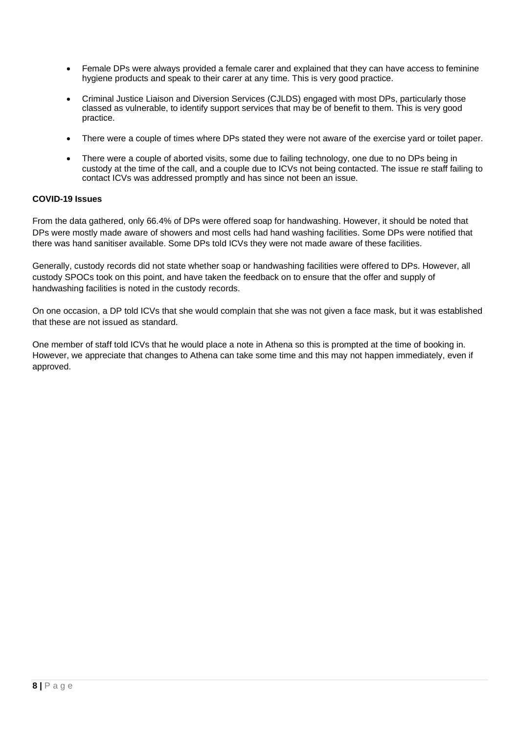- Female DPs were always provided a female carer and explained that they can have access to feminine hygiene products and speak to their carer at any time. This is very good practice.
- Criminal Justice Liaison and Diversion Services (CJLDS) engaged with most DPs, particularly those classed as vulnerable, to identify support services that may be of benefit to them. This is very good practice.
- There were a couple of times where DPs stated they were not aware of the exercise yard or toilet paper.
- There were a couple of aborted visits, some due to failing technology, one due to no DPs being in custody at the time of the call, and a couple due to ICVs not being contacted. The issue re staff failing to contact ICVs was addressed promptly and has since not been an issue.

**COVID-19 Issues**

From the data gathered, only 66.4% of DPs were offered soap for handwashing. However, it should be noted that DPs were mostly made aware of showers and most cells had hand washing facilities. Some DPs were notified that there was hand sanitiser available. Some DPs told ICVs they were not made aware of these facilities.

Generally, custody records did not state whether soap or handwashing facilities were offered to DPs. However, all custody SPOCs took on this point, and have taken the feedback on to ensure that the offer and supply of handwashing facilities is noted in the custody records.

On one occasion, a DP told ICVs that she would complain that she was not given a face mask, but it was established that these are not issued as standard.

One member of staff told ICVs that he would place a note in Athena so this is prompted at the time of booking in. However, we appreciate that changes to Athena can take some time and this may not happen immediately, even if approved.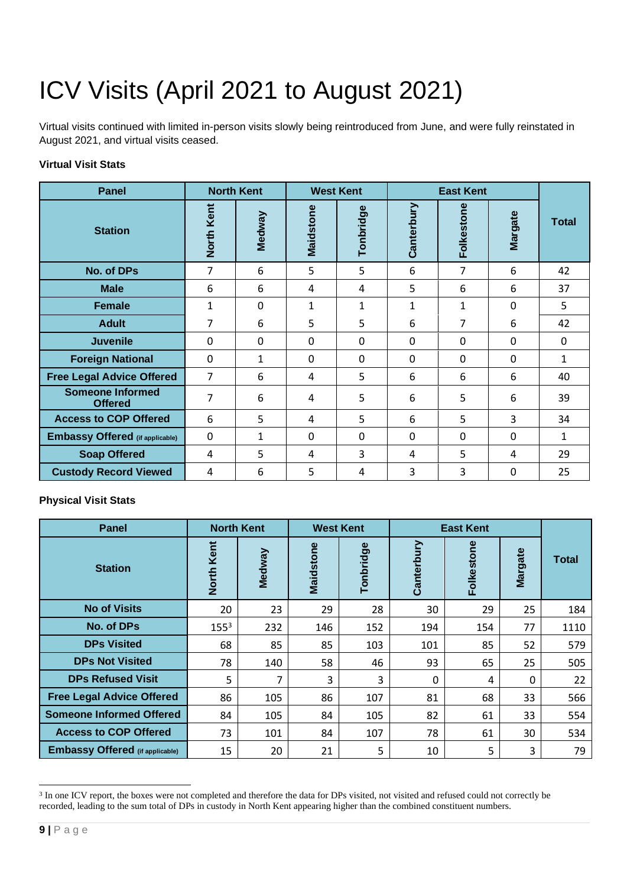# ICV Visits (April 2021 to August 2021)

Virtual visits continued with limited in-person visits slowly being reintroduced from June, and were fully reinstated in August 2021, and virtual visits ceased.

**Virtual Visit Stats**

| Panel | North Kent | | West Kent | | East Kent | | | |
|---|---|---|---|---|---|---|---|---|
| **Station** | **North Kent** | **Medway** | **Maidstone** | **Tonbridge** | **Canterbury** | **Folkestone** | **Margate** | **Total** |
| **No. of DPs** | 7 | 6 | 5 | 5 | 6 | 7 | 6 | 42 |
| **Male** | 6 | 6 | 4 | 4 | 5 | 6 | 6 | 37 |
| **Female** | 1 | 0 | 1 | 1 | 1 | 1 | 0 | 5 |
| **Adult** | 7 | 6 | 5 | 5 | 6 | 7 | 6 | 42 |
| **Juvenile** | 0 | 0 | 0 | 0 | 0 | 0 | 0 | 0 |
| **Foreign National** | 0 | 1 | 0 | 0 | 0 | 0 | 0 | 1 |
| **Free Legal Advice Offered** | 7 | 6 | 4 | 5 | 6 | 6 | 6 | 40 |
| **Someone Informed Offered** | 7 | 6 | 4 | 5 | 6 | 5 | 6 | 39 |
| **Access to COP Offered** | 6 | 5 | 4 | 5 | 6 | 5 | 3 | 34 |
| **Embassy Offered (if applicable)** | 0 | 1 | 0 | 0 | 0 | 0 | 0 | 1 |
| **Soap Offered** | 4 | 5 | 4 | 3 | 4 | 5 | 4 | 29 |
| **Custody Record Viewed** | 4 | 6 | 5 | 4 | 3 | 3 | 0 | 25 |

**Physical Visit Stats**

| Panel | North Kent | | West Kent | | East Kent | | | |
|---|---|---|---|---|---|---|---|---|
| **Station** | **North Kent** | **Medway** | **Maidstone** | **Tonbridge** | **Canterbury** | **Folkestone** | **Margate** | **Total** |
| **No of Visits** | 20 | 23 | 29 | 28 | 30 | 29 | 25 | 184 |
| **No. of DPs** | 155[3] | 232 | 146 | 152 | 194 | 154 | 77 | 1110 |
| **DPs Visited** | 68 | 85 | 85 | 103 | 101 | 85 | 52 | 579 |
| **DPs Not Visited** | 78 | 140 | 58 | 46 | 93 | 65 | 25 | 505 |
| **DPs Refused Visit** | 5 | 7 | 3 | 3 | 0 | 4 | 0 | 22 |
| **Free Legal Advice Offered** | 86 | 105 | 86 | 107 | 81 | 68 | 33 | 566 |
| **Someone Informed Offered** | 84 | 105 | 84 | 105 | 82 | 61 | 33 | 554 |
| **Access to COP Offered** | 73 | 101 | 84 | 107 | 78 | 61 | 30 | 534 |
| **Embassy Offered (if applicable)** | 15 | 20 | 21 | 5 | 10 | 5 | 3 | 79 |

[3] In one ICV report, the boxes were not completed and therefore the data for DPs visited, not visited and refused could not correctly be recorded, leading to the sum total of DPs in custody in North Kent appearing higher than the combined constituent numbers.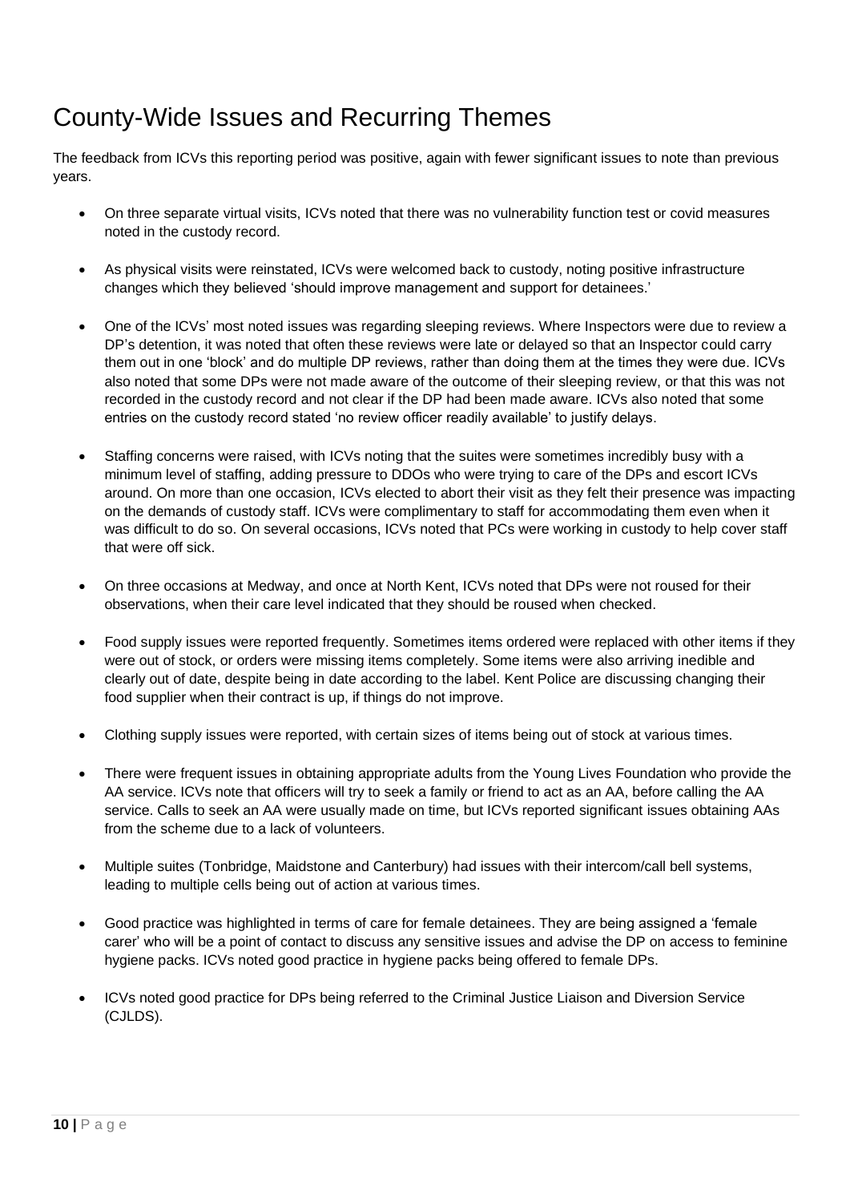# County-Wide Issues and Recurring Themes

The feedback from ICVs this reporting period was positive, again with fewer significant issues to note than previous years.

- On three separate virtual visits, ICVs noted that there was no vulnerability function test or covid measures noted in the custody record.
- As physical visits were reinstated, ICVs were welcomed back to custody, noting positive infrastructure changes which they believed 'should improve management and support for detainees.'
- One of the ICVs' most noted issues was regarding sleeping reviews. Where Inspectors were due to review a DP's detention, it was noted that often these reviews were late or delayed so that an Inspector could carry them out in one 'block' and do multiple DP reviews, rather than doing them at the times they were due. ICVs also noted that some DPs were not made aware of the outcome of their sleeping review, or that this was not recorded in the custody record and not clear if the DP had been made aware. ICVs also noted that some entries on the custody record stated 'no review officer readily available' to justify delays.
- Staffing concerns were raised, with ICVs noting that the suites were sometimes incredibly busy with a minimum level of staffing, adding pressure to DDOs who were trying to care of the DPs and escort ICVs around. On more than one occasion, ICVs elected to abort their visit as they felt their presence was impacting on the demands of custody staff. ICVs were complimentary to staff for accommodating them even when it was difficult to do so. On several occasions, ICVs noted that PCs were working in custody to help cover staff that were off sick.
- On three occasions at Medway, and once at North Kent, ICVs noted that DPs were not roused for their observations, when their care level indicated that they should be roused when checked.
- Food supply issues were reported frequently. Sometimes items ordered were replaced with other items if they were out of stock, or orders were missing items completely. Some items were also arriving inedible and clearly out of date, despite being in date according to the label. Kent Police are discussing changing their food supplier when their contract is up, if things do not improve.
- Clothing supply issues were reported, with certain sizes of items being out of stock at various times.
- There were frequent issues in obtaining appropriate adults from the Young Lives Foundation who provide the AA service. ICVs note that officers will try to seek a family or friend to act as an AA, before calling the AA service. Calls to seek an AA were usually made on time, but ICVs reported significant issues obtaining AAs from the scheme due to a lack of volunteers.
- Multiple suites (Tonbridge, Maidstone and Canterbury) had issues with their intercom/call bell systems, leading to multiple cells being out of action at various times.
- Good practice was highlighted in terms of care for female detainees. They are being assigned a 'female carer' who will be a point of contact to discuss any sensitive issues and advise the DP on access to feminine hygiene packs. ICVs noted good practice in hygiene packs being offered to female DPs.
- ICVs noted good practice for DPs being referred to the Criminal Justice Liaison and Diversion Service (CJLDS).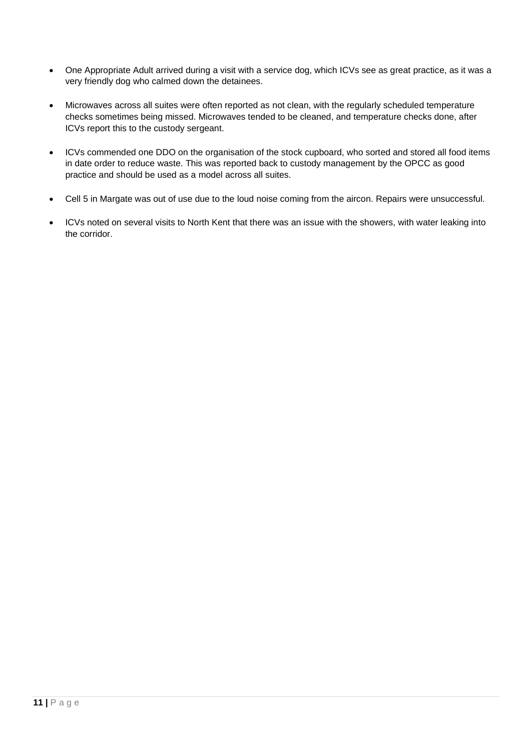- One Appropriate Adult arrived during a visit with a service dog, which ICVs see as great practice, as it was a very friendly dog who calmed down the detainees.

- Microwaves across all suites were often reported as not clean, with the regularly scheduled temperature checks sometimes being missed. Microwaves tended to be cleaned, and temperature checks done, after ICVs report this to the custody sergeant.

- ICVs commended one DDO on the organisation of the stock cupboard, who sorted and stored all food items in date order to reduce waste. This was reported back to custody management by the OPCC as good practice and should be used as a model across all suites.

- Cell 5 in Margate was out of use due to the loud noise coming from the aircon. Repairs were unsuccessful.

- ICVs noted on several visits to North Kent that there was an issue with the showers, with water leaking into the corridor.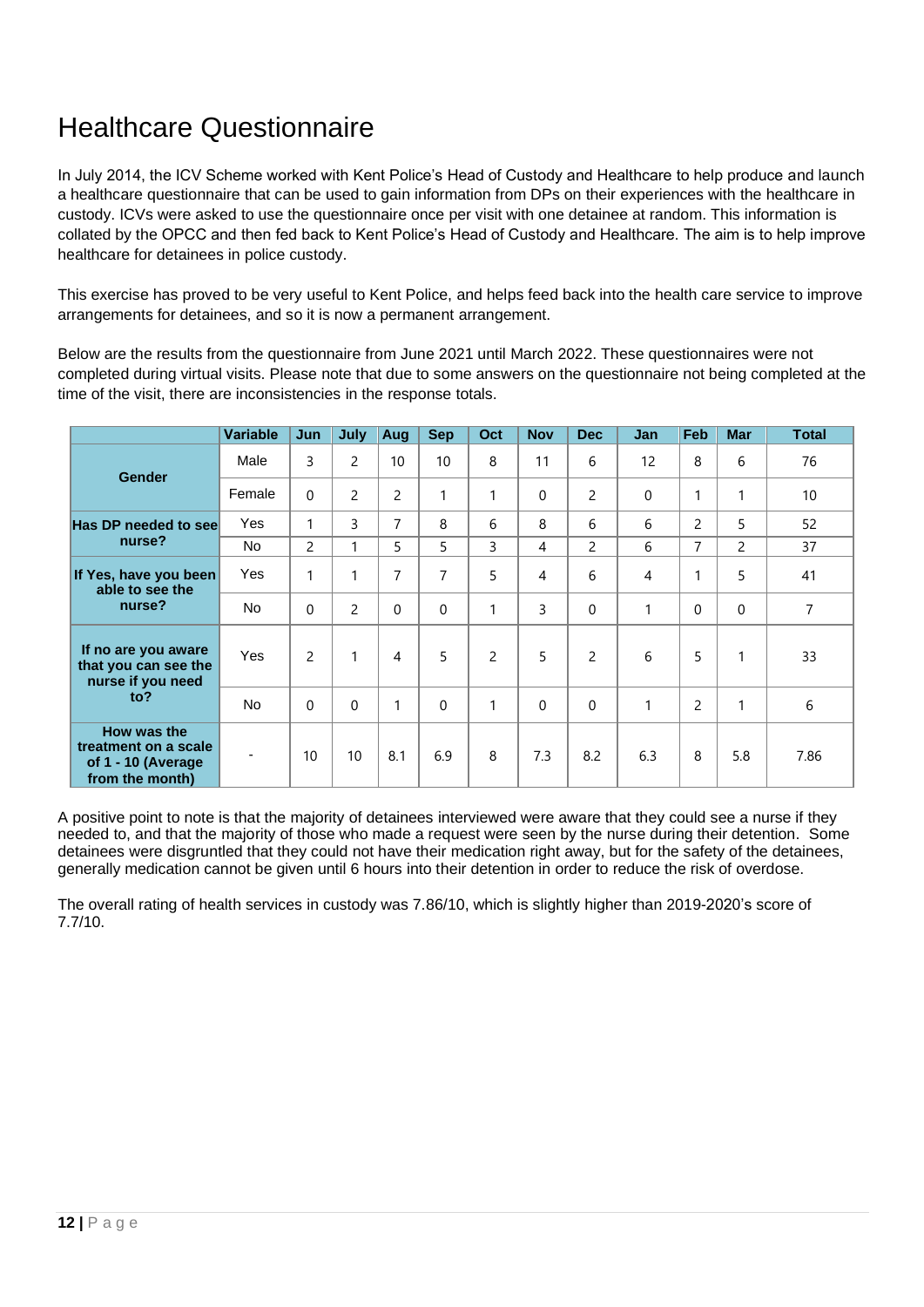# Healthcare Questionnaire

In July 2014, the ICV Scheme worked with Kent Police's Head of Custody and Healthcare to help produce and launch a healthcare questionnaire that can be used to gain information from DPs on their experiences with the healthcare in custody. ICVs were asked to use the questionnaire once per visit with one detainee at random. This information is collated by the OPCC and then fed back to Kent Police's Head of Custody and Healthcare. The aim is to help improve healthcare for detainees in police custody.

This exercise has proved to be very useful to Kent Police, and helps feed back into the health care service to improve arrangements for detainees, and so it is now a permanent arrangement.

Below are the results from the questionnaire from June 2021 until March 2022. These questionnaires were not completed during virtual visits. Please note that due to some answers on the questionnaire not being completed at the time of the visit, there are inconsistencies in the response totals.

| | Variable | Jun | July | Aug | Sep | Oct | Nov | Dec | Jan | Feb | Mar | Total |
|---|---|---|---|---|---|---|---|---|---|---|---|---|
| **Gender** | Male | 3 | 2 | 10 | 10 | 8 | 11 | 6 | 12 | 8 | 6 | 76 |
| | Female | 0 | 2 | 2 | 1 | 1 | 0 | 2 | 0 | 1 | 1 | 10 |
| **Has DP needed to see nurse?** | Yes | 1 | 3 | 7 | 8 | 6 | 8 | 6 | 6 | 2 | 5 | 52 |
| | No | 2 | 1 | 5 | 5 | 3 | 4 | 2 | 6 | 7 | 2 | 37 |
| **If Yes, have you been able to see the nurse?** | Yes | 1 | 1 | 7 | 7 | 5 | 4 | 6 | 4 | 1 | 5 | 41 |
| | No | 0 | 2 | 0 | 0 | 1 | 3 | 0 | 1 | 0 | 0 | 7 |
| **If no are you aware that you can see the nurse if you need to?** | Yes | 2 | 1 | 4 | 5 | 2 | 5 | 2 | 6 | 5 | 1 | 33 |
| | No | 0 | 0 | 1 | 0 | 1 | 0 | 0 | 1 | 2 | 1 | 6 |
| **How was the treatment on a scale of 1 - 10 (Average from the month)** | - | 10 | 10 | 8.1 | 6.9 | 8 | 7.3 | 8.2 | 6.3 | 8 | 5.8 | 7.86 |

A positive point to note is that the majority of detainees interviewed were aware that they could see a nurse if they needed to, and that the majority of those who made a request were seen by the nurse during their detention. Some detainees were disgruntled that they could not have their medication right away, but for the safety of the detainees, generally medication cannot be given until 6 hours into their detention in order to reduce the risk of overdose.

The overall rating of health services in custody was 7.86/10, which is slightly higher than 2019-2020's score of 7.7/10.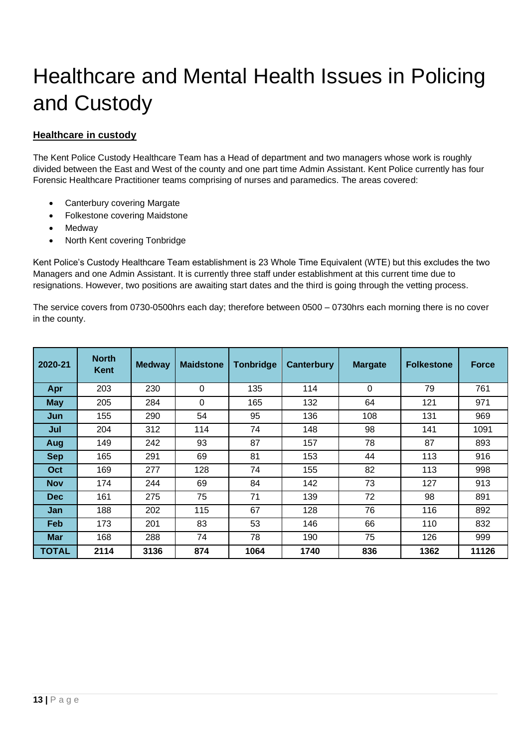# Healthcare and Mental Health Issues in Policing and Custody

**Healthcare in custody**

The Kent Police Custody Healthcare Team has a Head of department and two managers whose work is roughly divided between the East and West of the county and one part time Admin Assistant. Kent Police currently has four Forensic Healthcare Practitioner teams comprising of nurses and paramedics. The areas covered:

- Canterbury covering Margate
- Folkestone covering Maidstone
- Medway
- North Kent covering Tonbridge

Kent Police's Custody Healthcare Team establishment is 23 Whole Time Equivalent (WTE) but this excludes the two Managers and one Admin Assistant. It is currently three staff under establishment at this current time due to resignations. However, two positions are awaiting start dates and the third is going through the vetting process.

The service covers from 0730-0500hrs each day; therefore between 0500 – 0730hrs each morning there is no cover in the county.

| 2020-21 | North Kent | Medway | Maidstone | Tonbridge | Canterbury | Margate | Folkestone | Force |
|---|---|---|---|---|---|---|---|---|
| **Apr** | 203 | 230 | 0 | 135 | 114 | 0 | 79 | 761 |
| **May** | 205 | 284 | 0 | 165 | 132 | 64 | 121 | 971 |
| **Jun** | 155 | 290 | 54 | 95 | 136 | 108 | 131 | 969 |
| **Jul** | 204 | 312 | 114 | 74 | 148 | 98 | 141 | 1091 |
| **Aug** | 149 | 242 | 93 | 87 | 157 | 78 | 87 | 893 |
| **Sep** | 165 | 291 | 69 | 81 | 153 | 44 | 113 | 916 |
| **Oct** | 169 | 277 | 128 | 74 | 155 | 82 | 113 | 998 |
| **Nov** | 174 | 244 | 69 | 84 | 142 | 73 | 127 | 913 |
| **Dec** | 161 | 275 | 75 | 71 | 139 | 72 | 98 | 891 |
| **Jan** | 188 | 202 | 115 | 67 | 128 | 76 | 116 | 892 |
| **Feb** | 173 | 201 | 83 | 53 | 146 | 66 | 110 | 832 |
| **Mar** | 168 | 288 | 74 | 78 | 190 | 75 | 126 | 999 |
| **TOTAL** | **2114** | **3136** | **874** | **1064** | **1740** | **836** | **1362** | **11126** |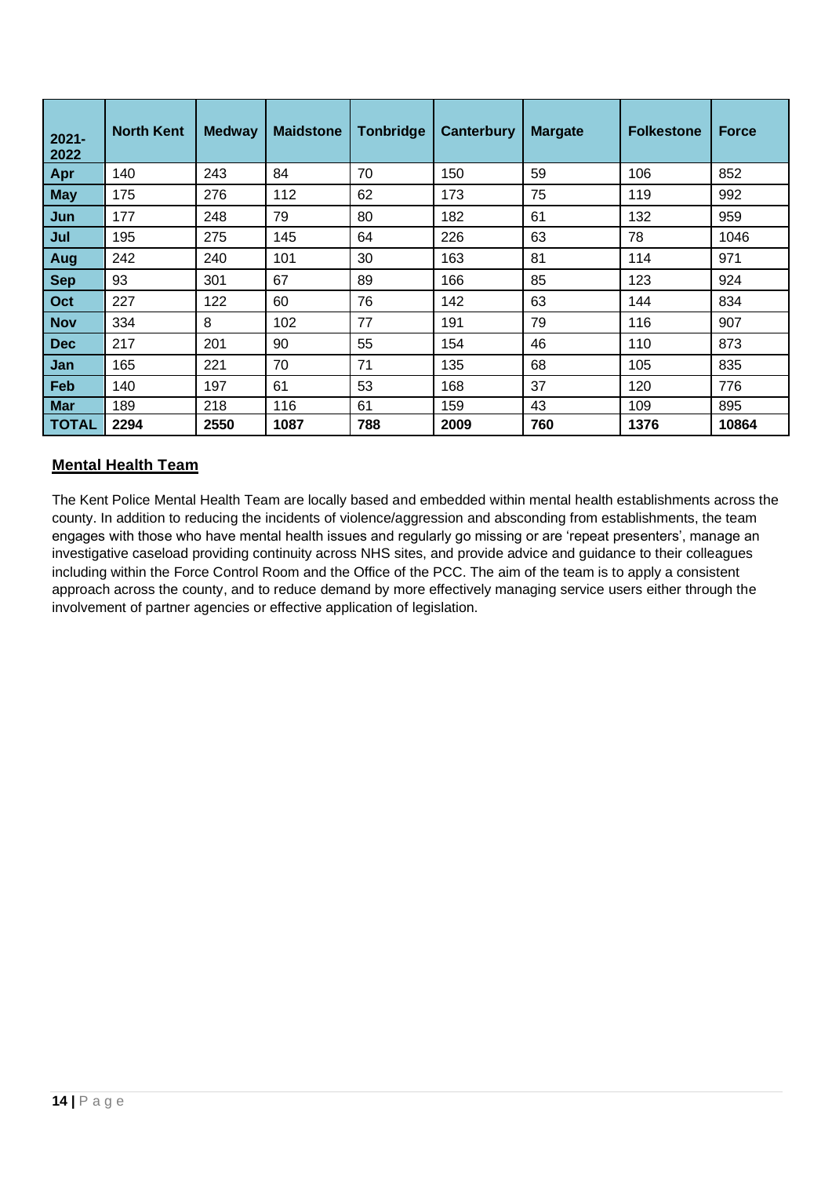| 2021-2022 | North Kent | Medway | Maidstone | Tonbridge | Canterbury | Margate | Folkestone | Force |
|---|---|---|---|---|---|---|---|---|
| **Apr** | 140 | 243 | 84 | 70 | 150 | 59 | 106 | 852 |
| **May** | 175 | 276 | 112 | 62 | 173 | 75 | 119 | 992 |
| **Jun** | 177 | 248 | 79 | 80 | 182 | 61 | 132 | 959 |
| **Jul** | 195 | 275 | 145 | 64 | 226 | 63 | 78 | 1046 |
| **Aug** | 242 | 240 | 101 | 30 | 163 | 81 | 114 | 971 |
| **Sep** | 93 | 301 | 67 | 89 | 166 | 85 | 123 | 924 |
| **Oct** | 227 | 122 | 60 | 76 | 142 | 63 | 144 | 834 |
| **Nov** | 334 | 8 | 102 | 77 | 191 | 79 | 116 | 907 |
| **Dec** | 217 | 201 | 90 | 55 | 154 | 46 | 110 | 873 |
| **Jan** | 165 | 221 | 70 | 71 | 135 | 68 | 105 | 835 |
| **Feb** | 140 | 197 | 61 | 53 | 168 | 37 | 120 | 776 |
| **Mar** | 189 | 218 | 116 | 61 | 159 | 43 | 109 | 895 |
| **TOTAL** | **2294** | **2550** | **1087** | **788** | **2009** | **760** | **1376** | **10864** |

## Mental Health Team

The Kent Police Mental Health Team are locally based and embedded within mental health establishments across the county. In addition to reducing the incidents of violence/aggression and absconding from establishments, the team engages with those who have mental health issues and regularly go missing or are 'repeat presenters', manage an investigative caseload providing continuity across NHS sites, and provide advice and guidance to their colleagues including within the Force Control Room and the Office of the PCC. The aim of the team is to apply a consistent approach across the county, and to reduce demand by more effectively managing service users either through the involvement of partner agencies or effective application of legislation.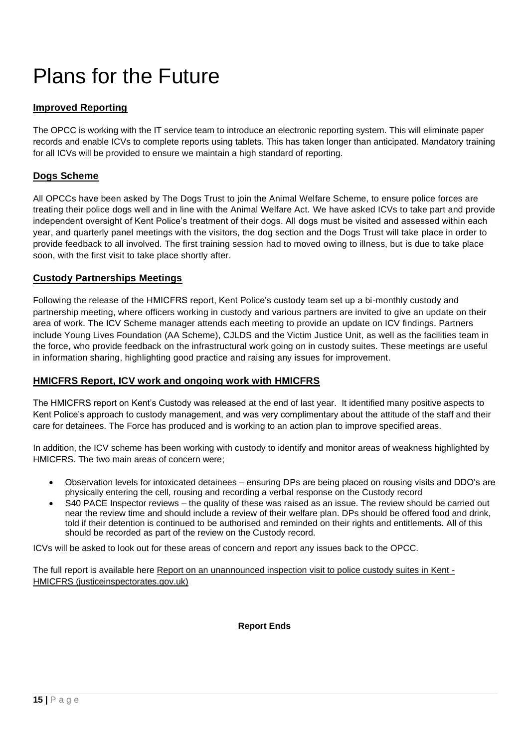# Plans for the Future

## Improved Reporting

The OPCC is working with the IT service team to introduce an electronic reporting system. This will eliminate paper records and enable ICVs to complete reports using tablets. This has taken longer than anticipated. Mandatory training for all ICVs will be provided to ensure we maintain a high standard of reporting.

## Dogs Scheme

All OPCCs have been asked by The Dogs Trust to join the Animal Welfare Scheme, to ensure police forces are treating their police dogs well and in line with the Animal Welfare Act. We have asked ICVs to take part and provide independent oversight of Kent Police's treatment of their dogs. All dogs must be visited and assessed within each year, and quarterly panel meetings with the visitors, the dog section and the Dogs Trust will take place in order to provide feedback to all involved. The first training session had to moved owing to illness, but is due to take place soon, with the first visit to take place shortly after.

## Custody Partnerships Meetings

Following the release of the HMICFRS report, Kent Police's custody team set up a bi-monthly custody and partnership meeting, where officers working in custody and various partners are invited to give an update on their area of work. The ICV Scheme manager attends each meeting to provide an update on ICV findings. Partners include Young Lives Foundation (AA Scheme), CJLDS and the Victim Justice Unit, as well as the facilities team in the force, who provide feedback on the infrastructural work going on in custody suites. These meetings are useful in information sharing, highlighting good practice and raising any issues for improvement.

## HMICFRS Report, ICV work and ongoing work with HMICFRS

The HMICFRS report on Kent's Custody was released at the end of last year. It identified many positive aspects to Kent Police's approach to custody management, and was very complimentary about the attitude of the staff and their care for detainees. The Force has produced and is working to an action plan to improve specified areas.

In addition, the ICV scheme has been working with custody to identify and monitor areas of weakness highlighted by HMICFRS. The two main areas of concern were;

- Observation levels for intoxicated detainees – ensuring DPs are being placed on rousing visits and DDO's are physically entering the cell, rousing and recording a verbal response on the Custody record
- S40 PACE Inspector reviews – the quality of these was raised as an issue. The review should be carried out near the review time and should include a review of their welfare plan. DPs should be offered food and drink, told if their detention is continued to be authorised and reminded on their rights and entitlements. All of this should be recorded as part of the review on the Custody record.

ICVs will be asked to look out for these areas of concern and report any issues back to the OPCC.

The full report is available here Report on an unannounced inspection visit to police custody suites in Kent - HMICFRS (justiceinspectorates.gov.uk)

**Report Ends**